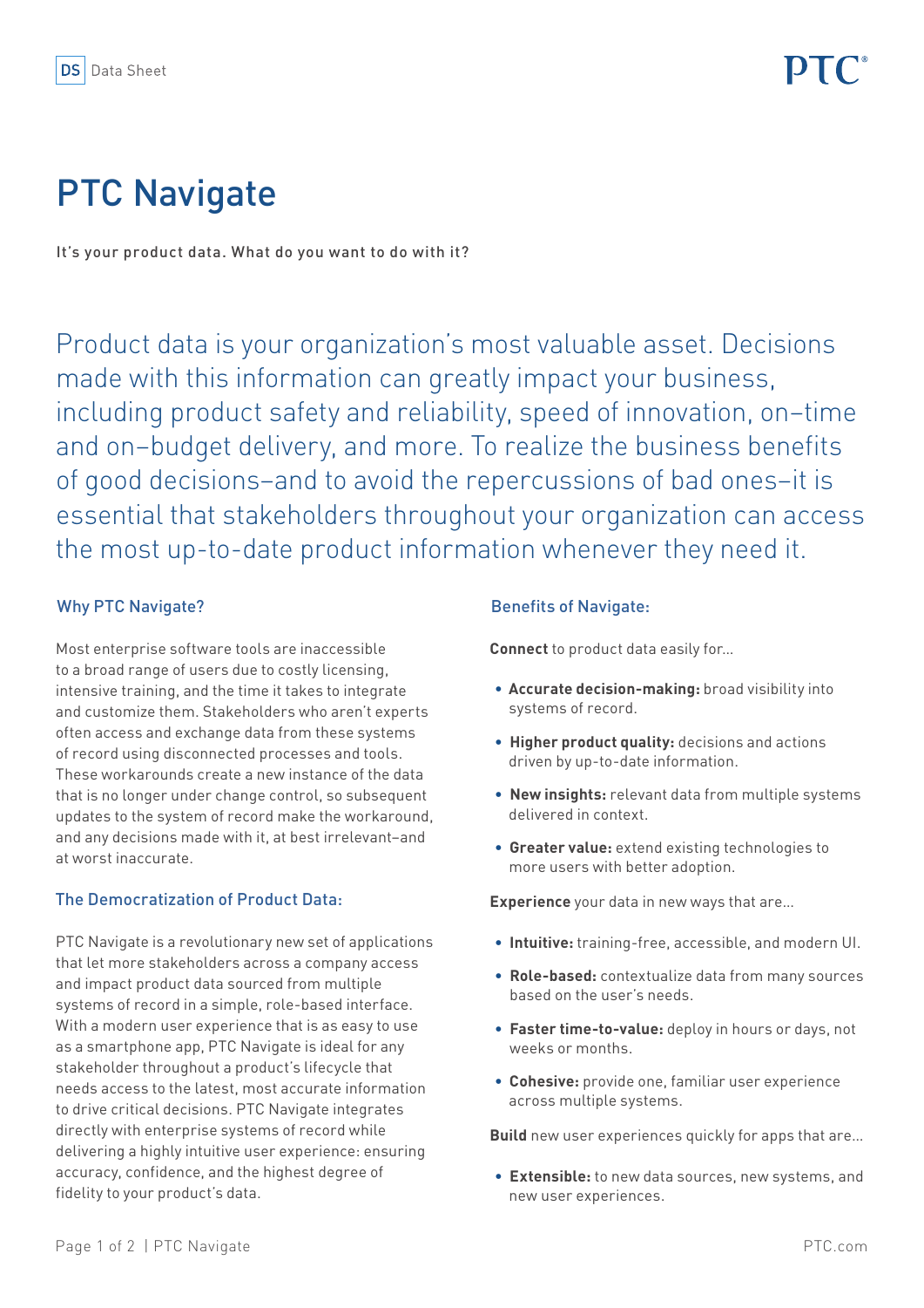# PTC Navigate

It's your product data. What do you want to do with it?

Product data is your organization's most valuable asset. Decisions made with this information can greatly impact your business, including product safety and reliability, speed of innovation, on–time and on–budget delivery, and more. To realize the business benefits of good decisions–and to avoid the repercussions of bad ones–it is essential that stakeholders throughout your organization can access the most up-to-date product information whenever they need it.

## Why PTC Navigate?

Most enterprise software tools are inaccessible to a broad range of users due to costly licensing, intensive training, and the time it takes to integrate and customize them. Stakeholders who aren't experts often access and exchange data from these systems of record using disconnected processes and tools. These workarounds create a new instance of the data that is no longer under change control, so subsequent updates to the system of record make the workaround, and any decisions made with it, at best irrelevant–and at worst inaccurate.

## The Democratization of Product Data:

PTC Navigate is a revolutionary new set of applications that let more stakeholders across a company access and impact product data sourced from multiple systems of record in a simple, role-based interface. With a modern user experience that is as easy to use as a smartphone app, PTC Navigate is ideal for any stakeholder throughout a product's lifecycle that needs access to the latest, most accurate information to drive critical decisions. PTC Navigate integrates directly with enterprise systems of record while delivering a highly intuitive user experience: ensuring accuracy, confidence, and the highest degree of fidelity to your product's data.

## Benefits of Navigate:

**Connect** to product data easily for...

- **Accurate decision-making:** broad visibility into systems of record.
- **Higher product quality:** decisions and actions driven by up-to-date information.
- **New insights:** relevant data from multiple systems delivered in context.
- **Greater value:** extend existing technologies to more users with better adoption.

**Experience** your data in new ways that are...

- **Intuitive:** training-free, accessible, and modern UI.
- **Role-based:** contextualize data from many sources based on the user's needs.
- **Faster time-to-value:** deploy in hours or days, not weeks or months.
- **Cohesive:** provide one, familiar user experience across multiple systems.

**Build** new user experiences quickly for apps that are...

- **Extensible:** to new data sources, new systems, and new user experiences.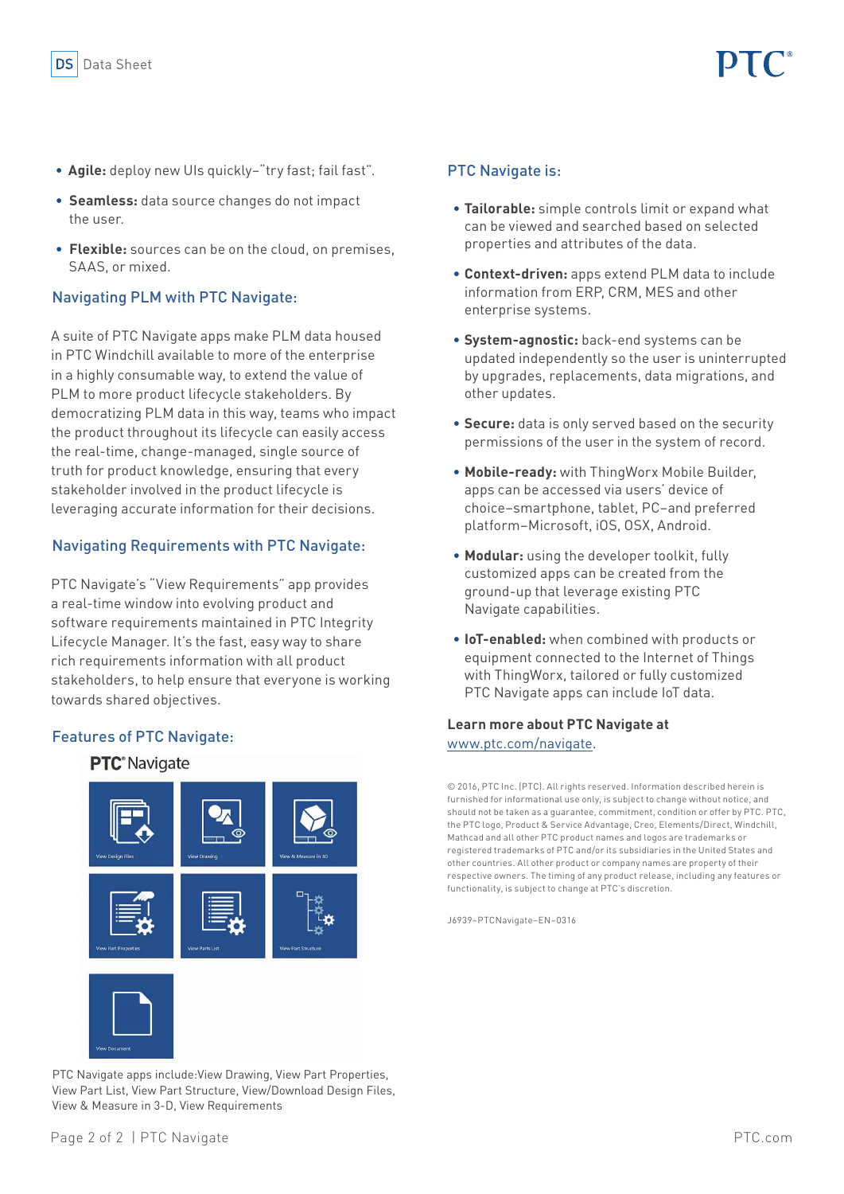- **Agile:** deploy new UIs quickly–"try fast; fail fast".
- **Seamless:** data source changes do not impact the user.
- **Flexible:** sources can be on the cloud, on premises, SAAS, or mixed.

## Navigating PLM with PTC Navigate:

A suite of PTC Navigate apps make PLM data housed in PTC Windchill available to more of the enterprise in a highly consumable way, to extend the value of PLM to more product lifecycle stakeholders. By democratizing PLM data in this way, teams who impact the product throughout its lifecycle can easily access the real-time, change-managed, single source of truth for product knowledge, ensuring that every stakeholder involved in the product lifecycle is leveraging accurate information for their decisions.

## Navigating Requirements with PTC Navigate:

PTC Navigate's "View Requirements" app provides a real-time window into evolving product and software requirements maintained in PTC Integrity Lifecycle Manager. It's the fast, easy way to share rich requirements information with all product stakeholders, to help ensure that everyone is working towards shared objectives.

## Features of PTC Navigate:

PTC® Navigate

View Design Files

View Drawing

View & Measure in 3D

View Part Properties

View Parts List

View Part Structure

View Document

PTC Navigate apps include:View Drawing, View Part Properties, View Part List, View Part Structure, View/Download Design Files, View & Measure in 3-D, View Requirements

## PTC Navigate is:

- **Tailorable:** simple controls limit or expand what can be viewed and searched based on selected properties and attributes of the data.
- **Context-driven:** apps extend PLM data to include information from ERP, CRM, MES and other enterprise systems.
- **System-agnostic:** back-end systems can be updated independently so the user is uninterrupted by upgrades, replacements, data migrations, and other updates.
- **Secure:** data is only served based on the security permissions of the user in the system of record.
- **Mobile-ready:** with ThingWorx Mobile Builder, apps can be accessed via users' device of choice–smartphone, tablet, PC–and preferred platform–Microsoft, iOS, OSX, Android.
- **Modular:** using the developer toolkit, fully customized apps can be created from the ground-up that leverage existing PTC Navigate capabilities.
- **IoT-enabled:** when combined with products or equipment connected to the Internet of Things with ThingWorx, tailored or fully customized PTC Navigate apps can include IoT data.

**Learn more about PTC Navigate at**
www.ptc.com/navigate.

© 2016, PTC Inc. (PTC). All rights reserved. Information described herein is furnished for informational use only, is subject to change without notice, and should not be taken as a guarantee, commitment, condition or offer by PTC. PTC, the PTC logo, Product & Service Advantage, Creo, Elements/Direct, Windchill, Mathcad and all other PTC product names and logos are trademarks or registered trademarks of PTC and/or its subsidiaries in the United States and other countries. All other product or company names are property of their respective owners. The timing of any product release, including any features or functionality, is subject to change at PTC's discretion.

J6939–PTCNavigate–EN–0316